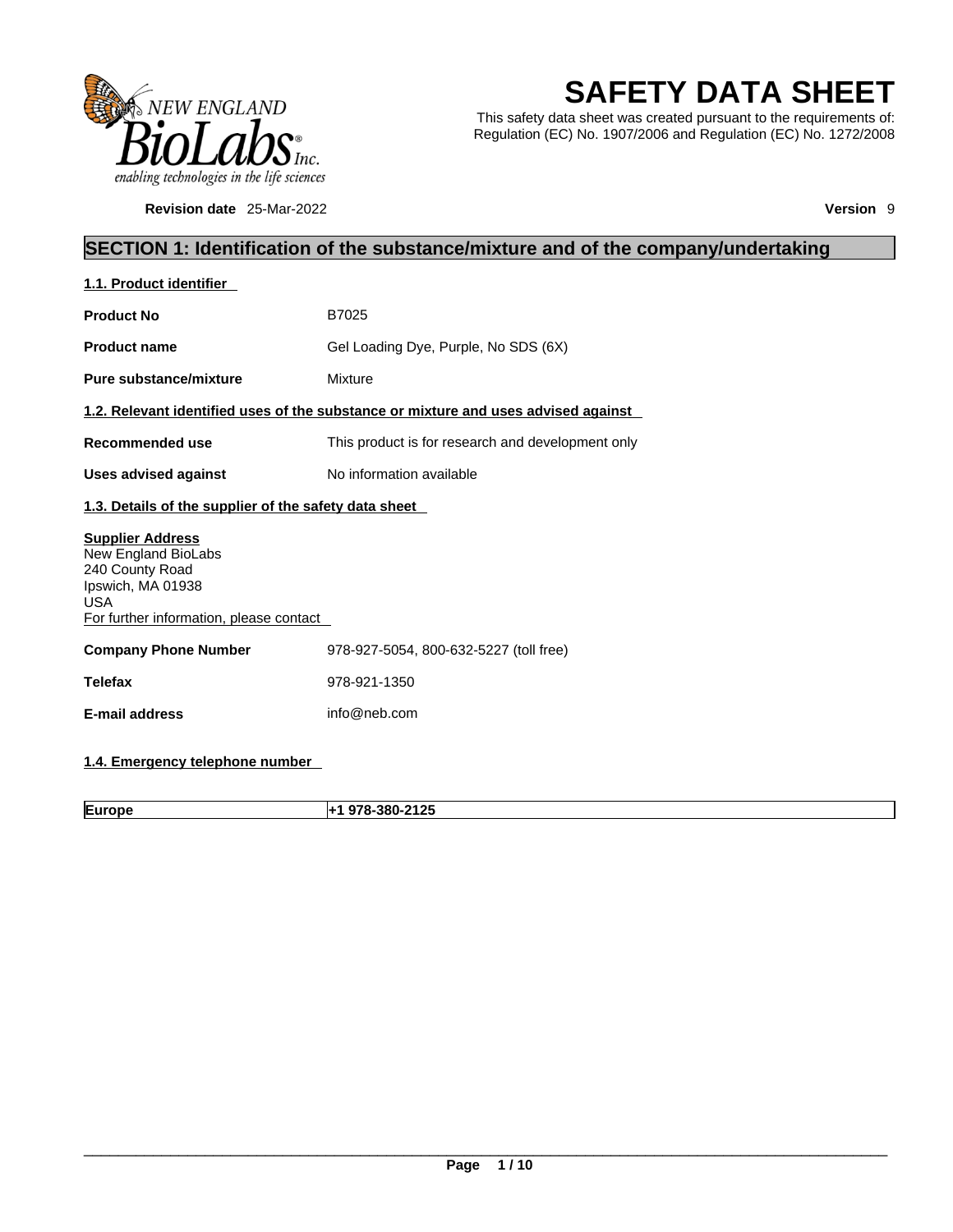# SAFETY DATA SHEET

This safety data sheet was created pursuant to the requirements of: Regulation (EC) No. 1907/2006 and Regulation (EC) No. 1272/2008

**Revision date** 25-Mar-2022 **Version** 9

## SECTION 1: Identification of the substance/mixture and of the company/undertaking

### 1.1. Product identifier

**Product No** B7025

**Product name** Gel Loading Dye, Purple, No SDS (6X)

**Pure substance/mixture** Mixture

### 1.2. Relevant identified uses of the substance or mixture and uses advised against

**Recommended use** This product is for research and development only

**Uses advised against** No information available

### 1.3. Details of the supplier of the safety data sheet

**Supplier Address**
New England BioLabs
240 County Road
Ipswich, MA 01938
USA
For further information, please contact

**Company Phone Number** 978-927-5054, 800-632-5227 (toll free)

**Telefax** 978-921-1350

**E-mail address** info@neb.com

### 1.4. Emergency telephone number

| Europe | +1 978-380-2125 |
|---|---|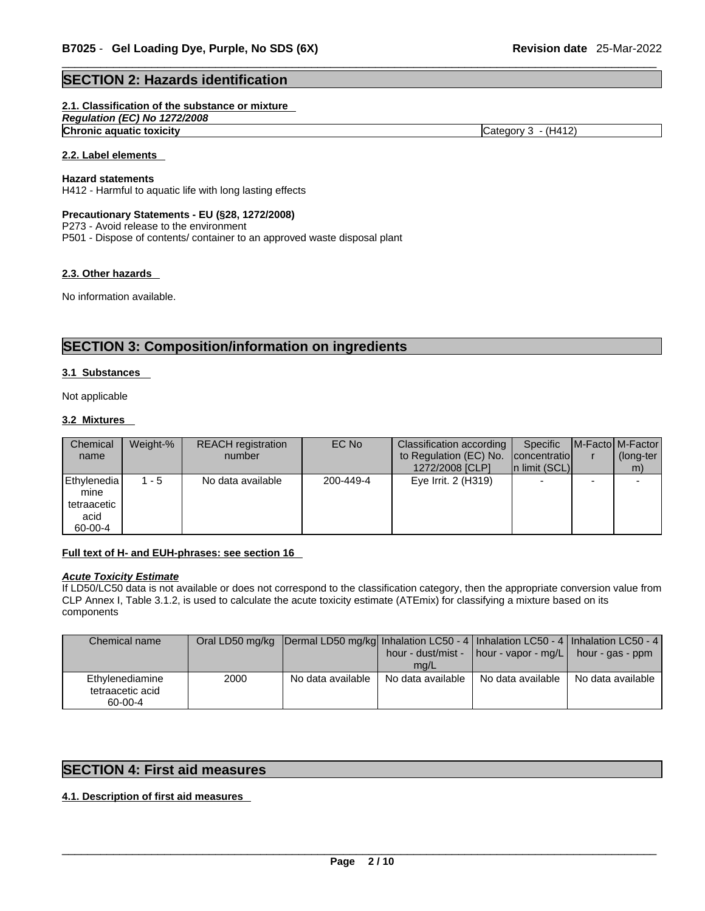## SECTION 2: Hazards identification

### 2.1. Classification of the substance or mixture

*Regulation (EC) No 1272/2008*

| | |
|---|---|
| **Chronic aquatic toxicity** | Category 3 - (H412) |

### 2.2. Label elements

**Hazard statements**

H412 - Harmful to aquatic life with long lasting effects

**Precautionary Statements - EU (§28, 1272/2008)**

P273 - Avoid release to the environment

P501 - Dispose of contents/ container to an approved waste disposal plant

### 2.3. Other hazards

No information available.

## SECTION 3: Composition/information on ingredients

### 3.1 Substances

Not applicable

### 3.2 Mixtures

| Chemical name | Weight-% | REACH registration number | EC No | Classification according to Regulation (EC) No. 1272/2008 [CLP] | Specific concentration limit (SCL) | M-Factor | M-Factor (long-term) |
|---|---|---|---|---|---|---|---|
| Ethylenediamine tetraacetic acid 60-00-4 | 1 - 5 | No data available | 200-449-4 | Eye Irrit. 2 (H319) | - | - | - |

**Full text of H- and EUH-phrases: see section 16**

***Acute Toxicity Estimate***

If LD50/LC50 data is not available or does not correspond to the classification category, then the appropriate conversion value from CLP Annex I, Table 3.1.2, is used to calculate the acute toxicity estimate (ATEmix) for classifying a mixture based on its components

| Chemical name | Oral LD50 mg/kg | Dermal LD50 mg/kg | Inhalation LC50 - 4 hour - dust/mist - mg/L | Inhalation LC50 - 4 hour - vapor - mg/L | Inhalation LC50 - 4 hour - gas - ppm |
|---|---|---|---|---|---|
| Ethylenediamine tetraacetic acid 60-00-4 | 2000 | No data available | No data available | No data available | No data available |

## SECTION 4: First aid measures

### 4.1. Description of first aid measures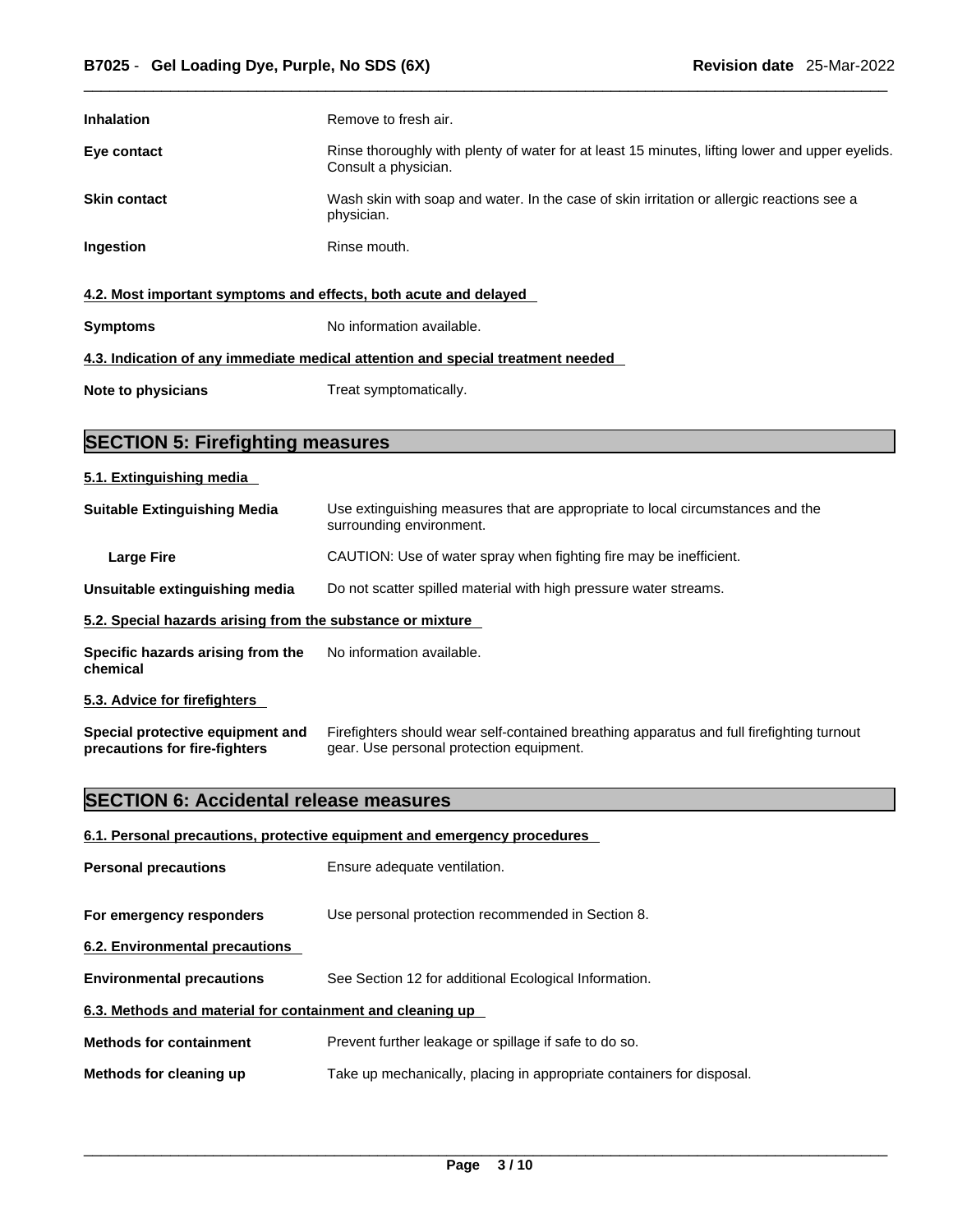**Inhalation** Remove to fresh air.

**Eye contact** Rinse thoroughly with plenty of water for at least 15 minutes, lifting lower and upper eyelids. Consult a physician.

**Skin contact** Wash skin with soap and water. In the case of skin irritation or allergic reactions see a physician.

**Ingestion** Rinse mouth.

### 4.2. Most important symptoms and effects, both acute and delayed

**Symptoms** No information available.

### 4.3. Indication of any immediate medical attention and special treatment needed

**Note to physicians** Treat symptomatically.

## SECTION 5: Firefighting measures

### 5.1. Extinguishing media

**Suitable Extinguishing Media** Use extinguishing measures that are appropriate to local circumstances and the surrounding environment.

**Large Fire** CAUTION: Use of water spray when fighting fire may be inefficient.

**Unsuitable extinguishing media** Do not scatter spilled material with high pressure water streams.

### 5.2. Special hazards arising from the substance or mixture

**Specific hazards arising from the chemical** No information available.

### 5.3. Advice for firefighters

**Special protective equipment and precautions for fire-fighters** Firefighters should wear self-contained breathing apparatus and full firefighting turnout gear. Use personal protection equipment.

## SECTION 6: Accidental release measures

### 6.1. Personal precautions, protective equipment and emergency procedures

**Personal precautions** Ensure adequate ventilation.

**For emergency responders** Use personal protection recommended in Section 8.

### 6.2. Environmental precautions

**Environmental precautions** See Section 12 for additional Ecological Information.

### 6.3. Methods and material for containment and cleaning up

**Methods for containment** Prevent further leakage or spillage if safe to do so.

**Methods for cleaning up** Take up mechanically, placing in appropriate containers for disposal.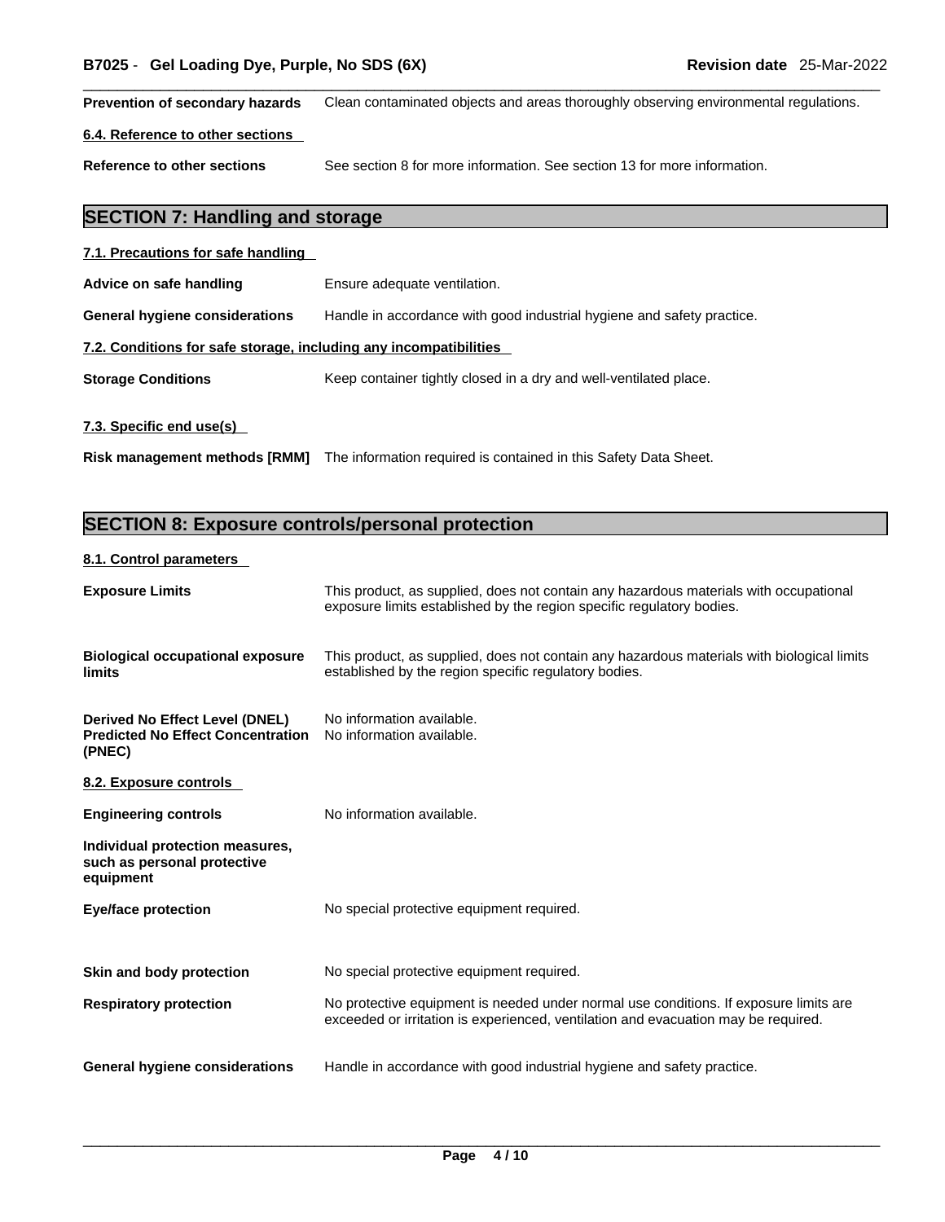**Prevention of secondary hazards** Clean contaminated objects and areas thoroughly observing environmental regulations.

### 6.4. Reference to other sections

**Reference to other sections** See section 8 for more information. See section 13 for more information.

## SECTION 7: Handling and storage

### 7.1. Precautions for safe handling

**Advice on safe handling** Ensure adequate ventilation.

**General hygiene considerations** Handle in accordance with good industrial hygiene and safety practice.

### 7.2. Conditions for safe storage, including any incompatibilities

**Storage Conditions** Keep container tightly closed in a dry and well-ventilated place.

### 7.3. Specific end use(s)

**Risk management methods [RMM]** The information required is contained in this Safety Data Sheet.

## SECTION 8: Exposure controls/personal protection

### 8.1. Control parameters

**Exposure Limits** This product, as supplied, does not contain any hazardous materials with occupational exposure limits established by the region specific regulatory bodies.

**Biological occupational exposure limits** This product, as supplied, does not contain any hazardous materials with biological limits established by the region specific regulatory bodies.

**Derived No Effect Level (DNEL)** No information available.
**Predicted No Effect Concentration (PNEC)** No information available.

### 8.2. Exposure controls

**Engineering controls** No information available.

**Individual protection measures, such as personal protective equipment**

**Eye/face protection** No special protective equipment required.

**Skin and body protection** No special protective equipment required.

**Respiratory protection** No protective equipment is needed under normal use conditions. If exposure limits are exceeded or irritation is experienced, ventilation and evacuation may be required.

**General hygiene considerations** Handle in accordance with good industrial hygiene and safety practice.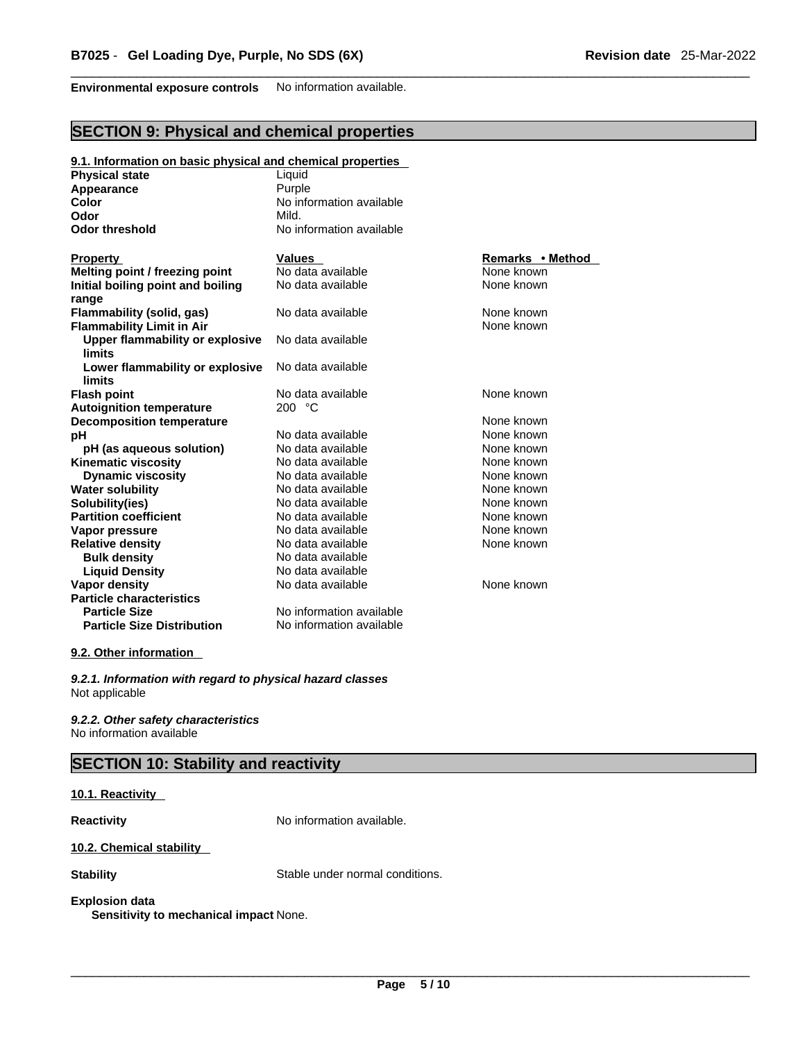**Environmental exposure controls** No information available.

## SECTION 9: Physical and chemical properties

### 9.1. Information on basic physical and chemical properties

| | |
|---|---|
| **Physical state** | Liquid |
| **Appearance** | Purple |
| **Color** | No information available |
| **Odor** | Mild. |
| **Odor threshold** | No information available |

| Property | Values | Remarks • Method |
|---|---|---|
| **Melting point / freezing point** | No data available | None known |
| **Initial boiling point and boiling range** | No data available | None known |
| **Flammability (solid, gas)** | No data available | None known |
| **Flammability Limit in Air** | | None known |
| **Upper flammability or explosive limits** | No data available | |
| **Lower flammability or explosive limits** | No data available | |
| **Flash point** | No data available | None known |
| **Autoignition temperature** | 200 °C | |
| **Decomposition temperature** | | None known |
| **pH** | No data available | None known |
| **pH (as aqueous solution)** | No data available | None known |
| **Kinematic viscosity** | No data available | None known |
| **Dynamic viscosity** | No data available | None known |
| **Water solubility** | No data available | None known |
| **Solubility(ies)** | No data available | None known |
| **Partition coefficient** | No data available | None known |
| **Vapor pressure** | No data available | None known |
| **Relative density** | No data available | None known |
| **Bulk density** | No data available | |
| **Liquid Density** | No data available | |
| **Vapor density** | No data available | None known |
| **Particle characteristics** | | |
| **Particle Size** | No information available | |
| **Particle Size Distribution** | No information available | |

### 9.2. Other information

*9.2.1. Information with regard to physical hazard classes*
Not applicable

*9.2.2. Other safety characteristics*
No information available

## SECTION 10: Stability and reactivity

### 10.1. Reactivity

**Reactivity** No information available.

### 10.2. Chemical stability

**Stability** Stable under normal conditions.

**Explosion data**
**Sensitivity to mechanical impact** None.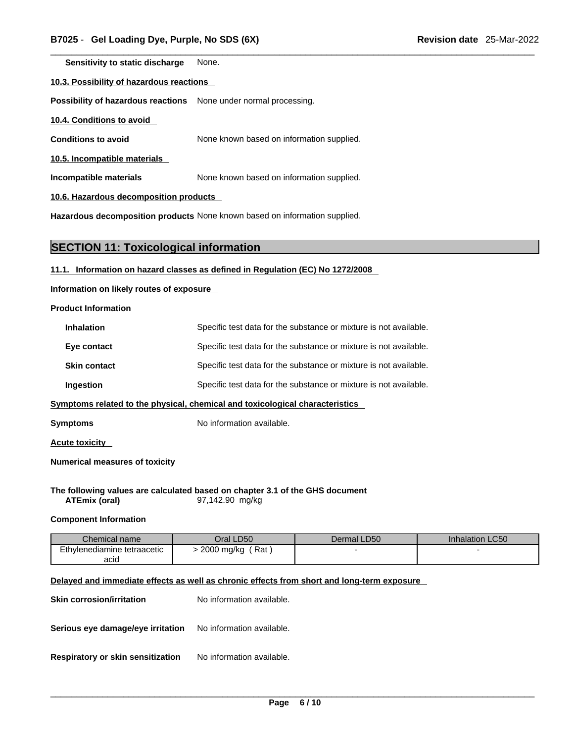**Sensitivity to static discharge** None.

**10.3. Possibility of hazardous reactions**

**Possibility of hazardous reactions** None under normal processing.

**10.4. Conditions to avoid**

**Conditions to avoid** None known based on information supplied.

**10.5. Incompatible materials**

**Incompatible materials** None known based on information supplied.

**10.6. Hazardous decomposition products**

**Hazardous decomposition products** None known based on information supplied.

## SECTION 11: Toxicological information

**11.1. Information on hazard classes as defined in Regulation (EC) No 1272/2008**

**Information on likely routes of exposure**

**Product Information**

**Inhalation** Specific test data for the substance or mixture is not available.

**Eye contact** Specific test data for the substance or mixture is not available.

**Skin contact** Specific test data for the substance or mixture is not available.

**Ingestion** Specific test data for the substance or mixture is not available.

**Symptoms related to the physical, chemical and toxicological characteristics**

**Symptoms** No information available.

**Acute toxicity**

**Numerical measures of toxicity**

**The following values are calculated based on chapter 3.1 of the GHS document**

**ATEmix (oral)** 97,142.90 mg/kg

**Component Information**

| Chemical name | Oral LD50 | Dermal LD50 | Inhalation LC50 |
|---|---|---|---|
| Ethylenediamine tetraacetic acid | > 2000 mg/kg ( Rat ) | - | - |

**Delayed and immediate effects as well as chronic effects from short and long-term exposure**

**Skin corrosion/irritation** No information available.

**Serious eye damage/eye irritation** No information available.

**Respiratory or skin sensitization** No information available.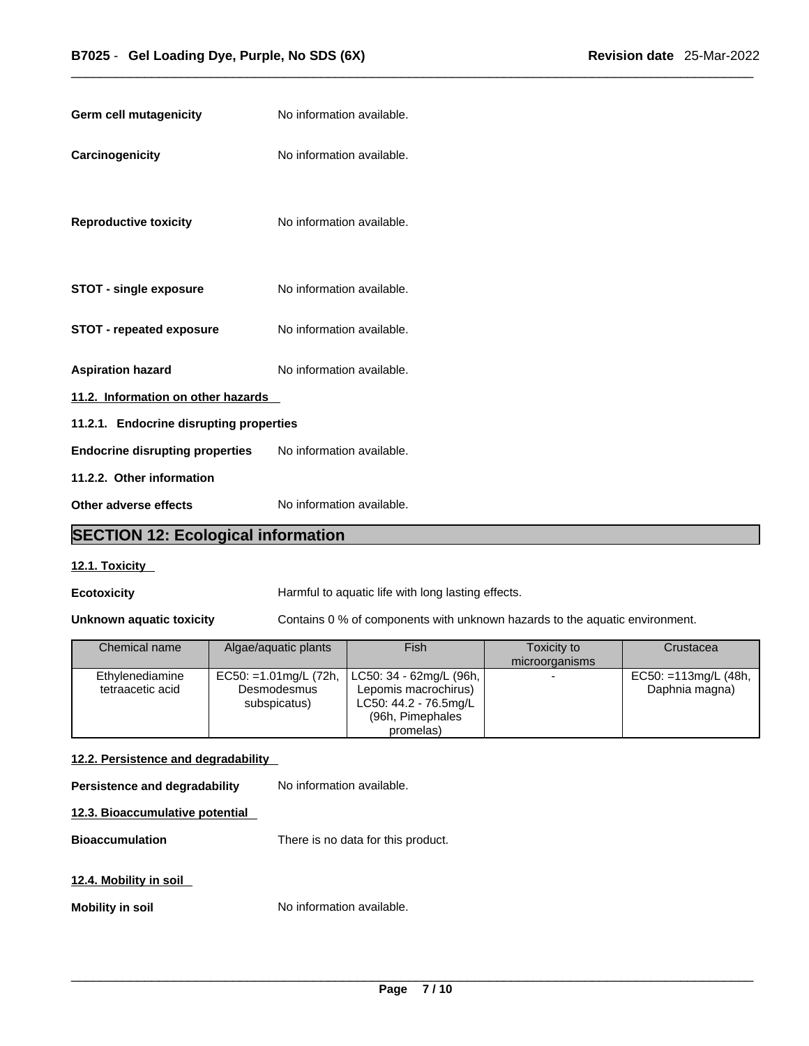**Germ cell mutagenicity** No information available.

**Carcinogenicity** No information available.

**Reproductive toxicity** No information available.

**STOT - single exposure** No information available.

**STOT - repeated exposure** No information available.

**Aspiration hazard** No information available.

**11.2. Information on other hazards**

**11.2.1. Endocrine disrupting properties**

**Endocrine disrupting properties** No information available.

**11.2.2. Other information**

**Other adverse effects** No information available.

## SECTION 12: Ecological information

**12.1. Toxicity**

**Ecotoxicity** Harmful to aquatic life with long lasting effects.

**Unknown aquatic toxicity** Contains 0 % of components with unknown hazards to the aquatic environment.

| Chemical name | Algae/aquatic plants | Fish | Toxicity to microorganisms | Crustacea |
|---|---|---|---|---|
| Ethylenediamine tetraacetic acid | EC50: =1.01mg/L (72h, Desmodesmus subspicatus) | LC50: 34 - 62mg/L (96h, Lepomis macrochirus) LC50: 44.2 - 76.5mg/L (96h, Pimephales promelas) | - | EC50: =113mg/L (48h, Daphnia magna) |

**12.2. Persistence and degradability**

**Persistence and degradability** No information available.

**12.3. Bioaccumulative potential**

**Bioaccumulation** There is no data for this product.

**12.4. Mobility in soil**

**Mobility in soil** No information available.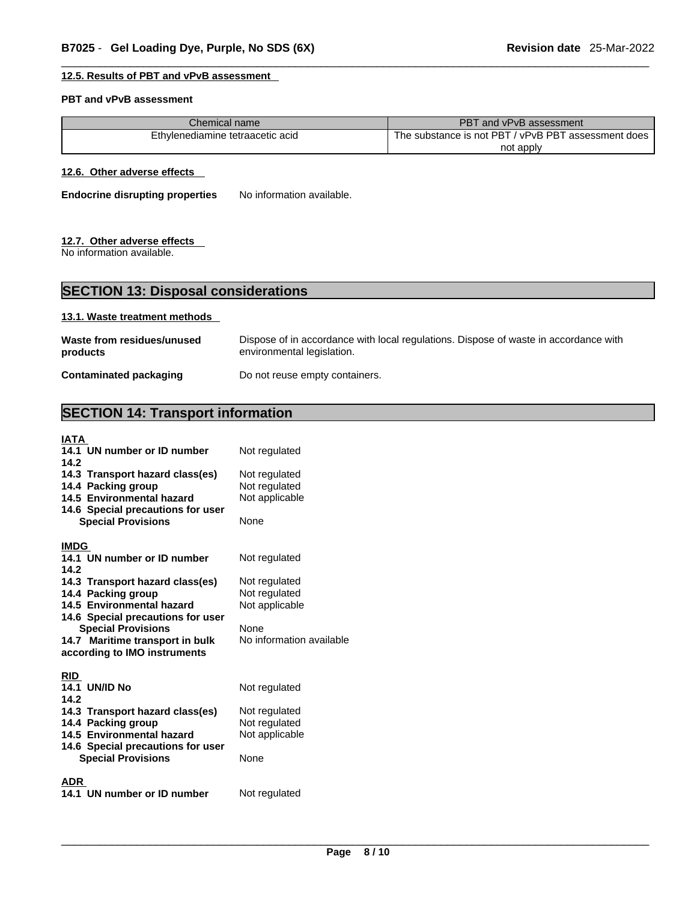#### 12.5. Results of PBT and vPvB assessment

**PBT and vPvB assessment**

| Chemical name | PBT and vPvB assessment |
| --- | --- |
| Ethylenediamine tetraacetic acid | The substance is not PBT / vPvB PBT assessment does not apply |

#### 12.6. Other adverse effects

**Endocrine disrupting properties** No information available.

#### 12.7. Other adverse effects

No information available.

## SECTION 13: Disposal considerations

#### 13.1. Waste treatment methods

**Waste from residues/unused products** Dispose of in accordance with local regulations. Dispose of waste in accordance with environmental legislation.

**Contaminated packaging** Do not reuse empty containers.

## SECTION 14: Transport information

**IATA**

**14.1 UN number or ID number** Not regulated
**14.2**
**14.3 Transport hazard class(es)** Not regulated
**14.4 Packing group** Not regulated
**14.5 Environmental hazard** Not applicable
**14.6 Special precautions for user**
**Special Provisions** None

**IMDG**

**14.1 UN number or ID number** Not regulated
**14.2**
**14.3 Transport hazard class(es)** Not regulated
**14.4 Packing group** Not regulated
**14.5 Environmental hazard** Not applicable
**14.6 Special precautions for user**
**Special Provisions** None
**14.7 Maritime transport in bulk according to IMO instruments** No information available

**RID**

**14.1 UN/ID No** Not regulated
**14.2**
**14.3 Transport hazard class(es)** Not regulated
**14.4 Packing group** Not regulated
**14.5 Environmental hazard** Not applicable
**14.6 Special precautions for user**
**Special Provisions** None

**ADR**

**14.1 UN number or ID number** Not regulated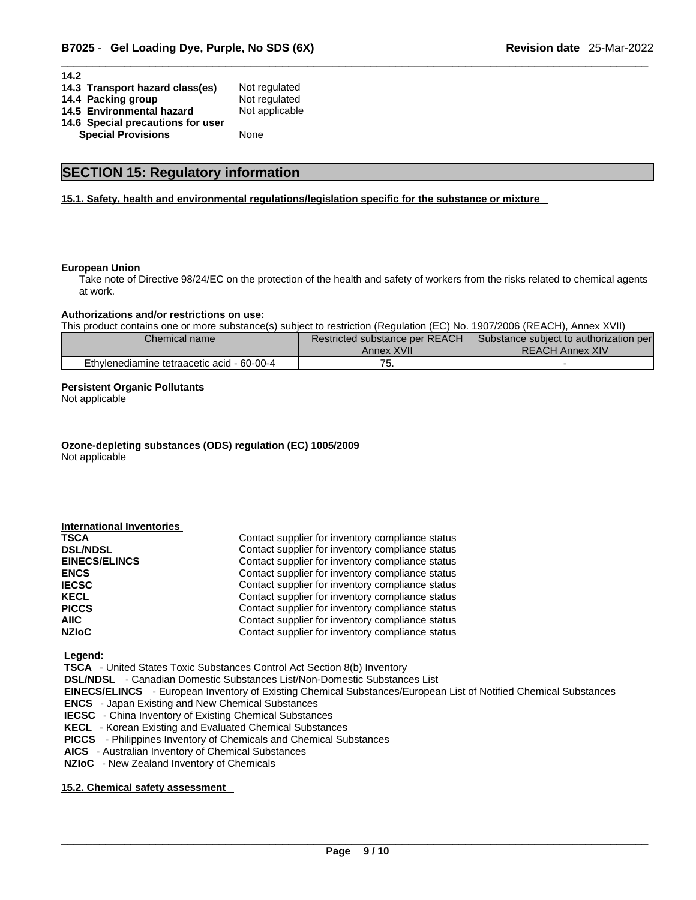**14.2**

| | |
|---|---|
| **14.3 Transport hazard class(es)** | Not regulated |
| **14.4 Packing group** | Not regulated |
| **14.5 Environmental hazard** | Not applicable |
| **14.6 Special precautions for user** | |
| **Special Provisions** | None |

## SECTION 15: Regulatory information

**15.1. Safety, health and environmental regulations/legislation specific for the substance or mixture**

**European Union**

Take note of Directive 98/24/EC on the protection of the health and safety of workers from the risks related to chemical agents at work.

**Authorizations and/or restrictions on use:**

This product contains one or more substance(s) subject to restriction (Regulation (EC) No. 1907/2006 (REACH), Annex XVII)

| Chemical name | Restricted substance per REACH Annex XVII | Substance subject to authorization per REACH Annex XIV |
|---|---|---|
| Ethylenediamine tetraacetic acid - 60-00-4 | 75. | - |

**Persistent Organic Pollutants**

Not applicable

**Ozone-depleting substances (ODS) regulation (EC) 1005/2009**

Not applicable

**International Inventories**

| | |
|---|---|
| **TSCA** | Contact supplier for inventory compliance status |
| **DSL/NDSL** | Contact supplier for inventory compliance status |
| **EINECS/ELINCS** | Contact supplier for inventory compliance status |
| **ENCS** | Contact supplier for inventory compliance status |
| **IECSC** | Contact supplier for inventory compliance status |
| **KECL** | Contact supplier for inventory compliance status |
| **PICCS** | Contact supplier for inventory compliance status |
| **AIIC** | Contact supplier for inventory compliance status |
| **NZIoC** | Contact supplier for inventory compliance status |

**Legend:**

**TSCA** - United States Toxic Substances Control Act Section 8(b) Inventory
**DSL/NDSL** - Canadian Domestic Substances List/Non-Domestic Substances List
**EINECS/ELINCS** - European Inventory of Existing Chemical Substances/European List of Notified Chemical Substances
**ENCS** - Japan Existing and New Chemical Substances
**IECSC** - China Inventory of Existing Chemical Substances
**KECL** - Korean Existing and Evaluated Chemical Substances
**PICCS** - Philippines Inventory of Chemicals and Chemical Substances
**AICS** - Australian Inventory of Chemical Substances
**NZIoC** - New Zealand Inventory of Chemicals

**15.2. Chemical safety assessment**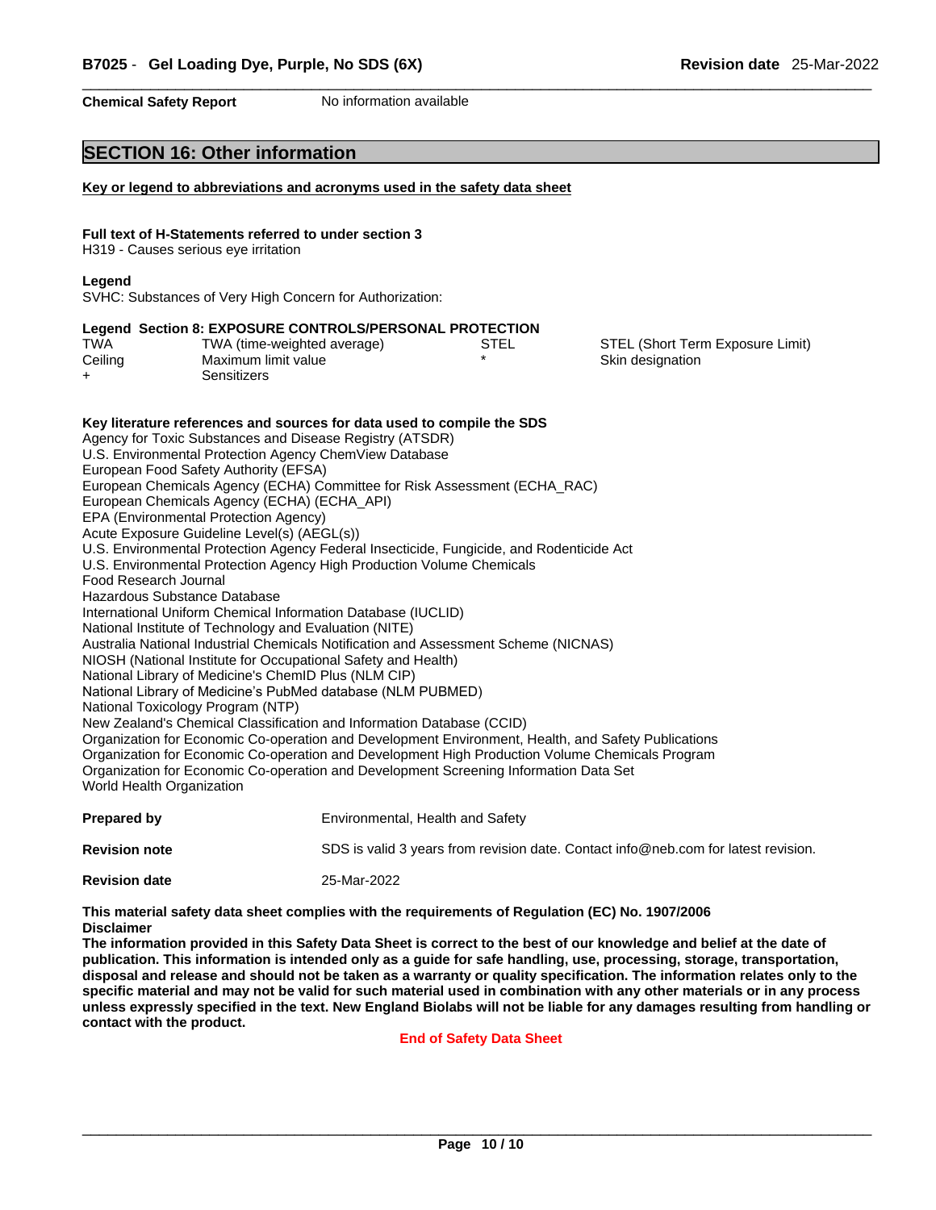**Chemical Safety Report** No information available

## SECTION 16: Other information

### Key or legend to abbreviations and acronyms used in the safety data sheet

**Full text of H-Statements referred to under section 3**
H319 - Causes serious eye irritation

**Legend**
SVHC: Substances of Very High Concern for Authorization:

**Legend Section 8: EXPOSURE CONTROLS/PERSONAL PROTECTION**

| | | | |
|---|---|---|---|
| TWA | TWA (time-weighted average) | STEL | STEL (Short Term Exposure Limit) |
| Ceiling | Maximum limit value | * | Skin designation |
| + | Sensitizers | | |

**Key literature references and sources for data used to compile the SDS**
Agency for Toxic Substances and Disease Registry (ATSDR)
U.S. Environmental Protection Agency ChemView Database
European Food Safety Authority (EFSA)
European Chemicals Agency (ECHA) Committee for Risk Assessment (ECHA_RAC)
European Chemicals Agency (ECHA) (ECHA_API)
EPA (Environmental Protection Agency)
Acute Exposure Guideline Level(s) (AEGL(s))
U.S. Environmental Protection Agency Federal Insecticide, Fungicide, and Rodenticide Act
U.S. Environmental Protection Agency High Production Volume Chemicals
Food Research Journal
Hazardous Substance Database
International Uniform Chemical Information Database (IUCLID)
National Institute of Technology and Evaluation (NITE)
Australia National Industrial Chemicals Notification and Assessment Scheme (NICNAS)
NIOSH (National Institute for Occupational Safety and Health)
National Library of Medicine's ChemID Plus (NLM CIP)
National Library of Medicine's PubMed database (NLM PUBMED)
National Toxicology Program (NTP)
New Zealand's Chemical Classification and Information Database (CCID)
Organization for Economic Co-operation and Development Environment, Health, and Safety Publications
Organization for Economic Co-operation and Development High Production Volume Chemicals Program
Organization for Economic Co-operation and Development Screening Information Data Set
World Health Organization

**Prepared by** Environmental, Health and Safety

**Revision note** SDS is valid 3 years from revision date. Contact info@neb.com for latest revision.

**Revision date** 25-Mar-2022

**This material safety data sheet complies with the requirements of Regulation (EC) No. 1907/2006**
**Disclaimer**
**The information provided in this Safety Data Sheet is correct to the best of our knowledge and belief at the date of publication. This information is intended only as a guide for safe handling, use, processing, storage, transportation, disposal and release and should not be taken as a warranty or quality specification. The information relates only to the specific material and may not be valid for such material used in combination with any other materials or in any process unless expressly specified in the text. New England Biolabs will not be liable for any damages resulting from handling or contact with the product.**

**End of Safety Data Sheet**